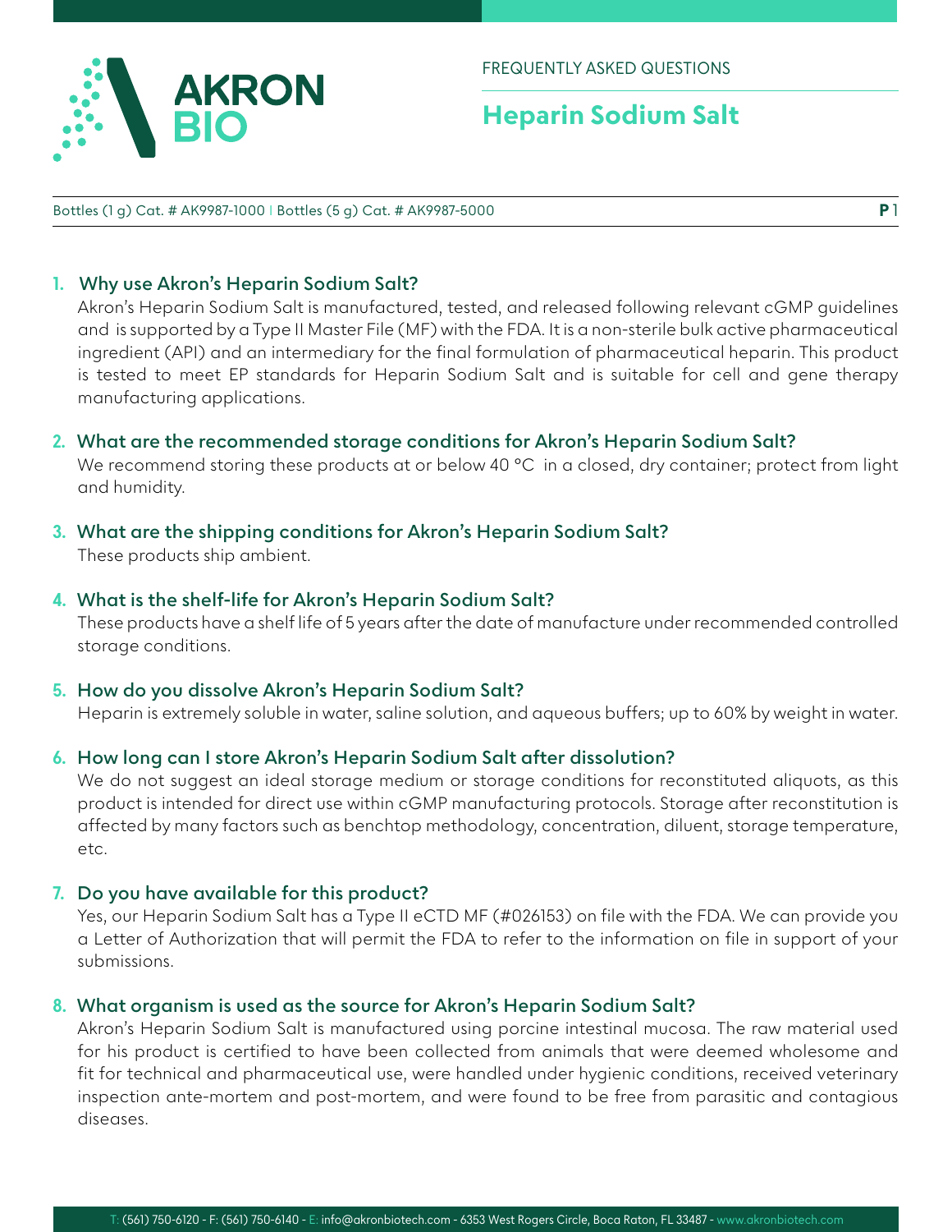FREQUENTLY ASKED QUESTIONS

# Heparin Sodium Salt

Bottles (1 g) Cat. # AK9987-1000 | Bottles (5 g) Cat. # AK9987-5000

### 1. Why use Akron's Heparin Sodium Salt?

Akron's Heparin Sodium Salt is manufactured, tested, and released following relevant cGMP guidelines and is supported by a Type II Master File (MF) with the FDA. It is a non-sterile bulk active pharmaceutical ingredient (API) and an intermediary for the final formulation of pharmaceutical heparin. This product is tested to meet EP standards for Heparin Sodium Salt and is suitable for cell and gene therapy manufacturing applications.

### 2. What are the recommended storage conditions for Akron's Heparin Sodium Salt?

We recommend storing these products at or below 40 °C in a closed, dry container; protect from light and humidity.

### 3. What are the shipping conditions for Akron's Heparin Sodium Salt?

These products ship ambient.

### 4. What is the shelf-life for Akron's Heparin Sodium Salt?

These products have a shelf life of 5 years after the date of manufacture under recommended controlled storage conditions.

### 5. How do you dissolve Akron's Heparin Sodium Salt?

Heparin is extremely soluble in water, saline solution, and aqueous buffers; up to 60% by weight in water.

### 6. How long can I store Akron's Heparin Sodium Salt after dissolution?

We do not suggest an ideal storage medium or storage conditions for reconstituted aliquots, as this product is intended for direct use within cGMP manufacturing protocols. Storage after reconstitution is affected by many factors such as benchtop methodology, concentration, diluent, storage temperature, etc.

### 7. Do you have available for this product?

Yes, our Heparin Sodium Salt has a Type II eCTD MF (#026153) on file with the FDA. We can provide you a Letter of Authorization that will permit the FDA to refer to the information on file in support of your submissions.

### 8. What organism is used as the source for Akron's Heparin Sodium Salt?

Akron's Heparin Sodium Salt is manufactured using porcine intestinal mucosa. The raw material used for his product is certified to have been collected from animals that were deemed wholesome and fit for technical and pharmaceutical use, were handled under hygienic conditions, received veterinary inspection ante-mortem and post-mortem, and were found to be free from parasitic and contagious diseases.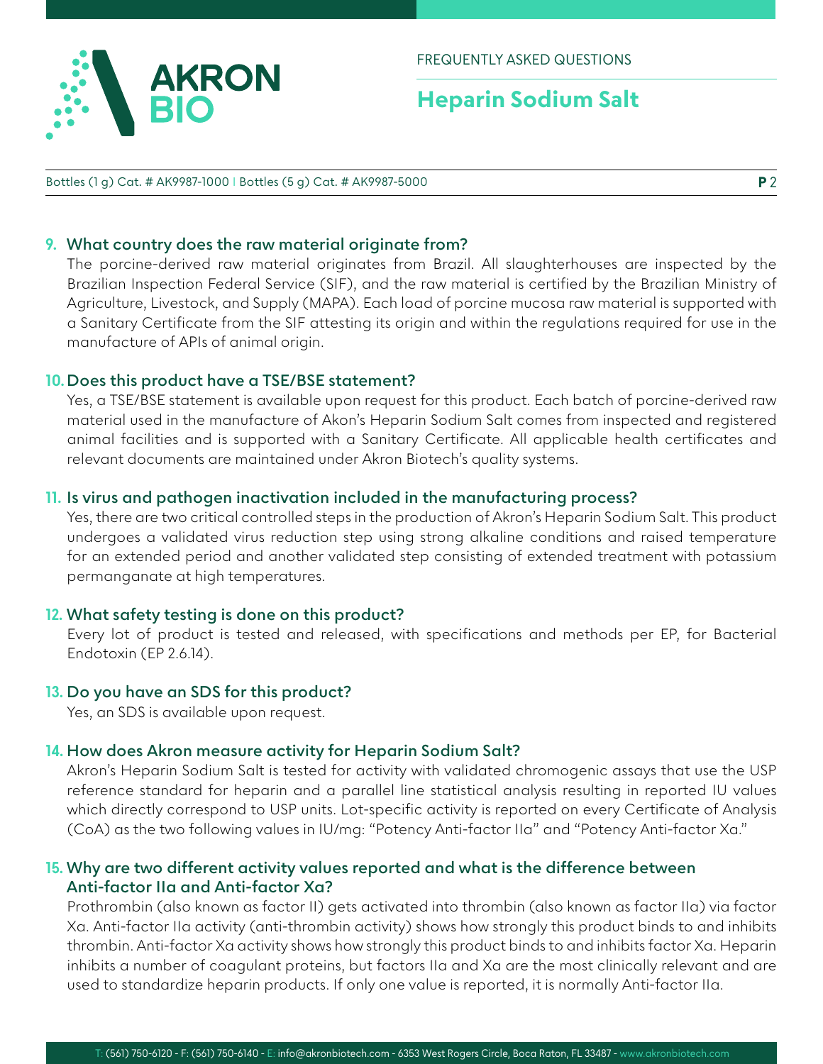9. **What country does the raw material originate from?**
   The porcine-derived raw material originates from Brazil. All slaughterhouses are inspected by the Brazilian Inspection Federal Service (SIF), and the raw material is certified by the Brazilian Ministry of Agriculture, Livestock, and Supply (MAPA). Each load of porcine mucosa raw material is supported with a Sanitary Certificate from the SIF attesting its origin and within the regulations required for use in the manufacture of APIs of animal origin.

10. **Does this product have a TSE/BSE statement?**
    Yes, a TSE/BSE statement is available upon request for this product. Each batch of porcine-derived raw material used in the manufacture of Akon's Heparin Sodium Salt comes from inspected and registered animal facilities and is supported with a Sanitary Certificate. All applicable health certificates and relevant documents are maintained under Akron Biotech's quality systems.

11. **Is virus and pathogen inactivation included in the manufacturing process?**
    Yes, there are two critical controlled steps in the production of Akron's Heparin Sodium Salt. This product undergoes a validated virus reduction step using strong alkaline conditions and raised temperature for an extended period and another validated step consisting of extended treatment with potassium permanganate at high temperatures.

12. **What safety testing is done on this product?**
    Every lot of product is tested and released, with specifications and methods per EP, for Bacterial Endotoxin (EP 2.6.14).

13. **Do you have an SDS for this product?**
    Yes, an SDS is available upon request.

14. **How does Akron measure activity for Heparin Sodium Salt?**
    Akron's Heparin Sodium Salt is tested for activity with validated chromogenic assays that use the USP reference standard for heparin and a parallel line statistical analysis resulting in reported IU values which directly correspond to USP units. Lot-specific activity is reported on every Certificate of Analysis (CoA) as the two following values in IU/mg: "Potency Anti-factor IIa" and "Potency Anti-factor Xa."

15. **Why are two different activity values reported and what is the difference between Anti-factor IIa and Anti-factor Xa?**
    Prothrombin (also known as factor II) gets activated into thrombin (also known as factor IIa) via factor Xa. Anti-factor IIa activity (anti-thrombin activity) shows how strongly this product binds to and inhibits thrombin. Anti-factor Xa activity shows how strongly this product binds to and inhibits factor Xa. Heparin inhibits a number of coagulant proteins, but factors IIa and Xa are the most clinically relevant and are used to standardize heparin products. If only one value is reported, it is normally Anti-factor IIa.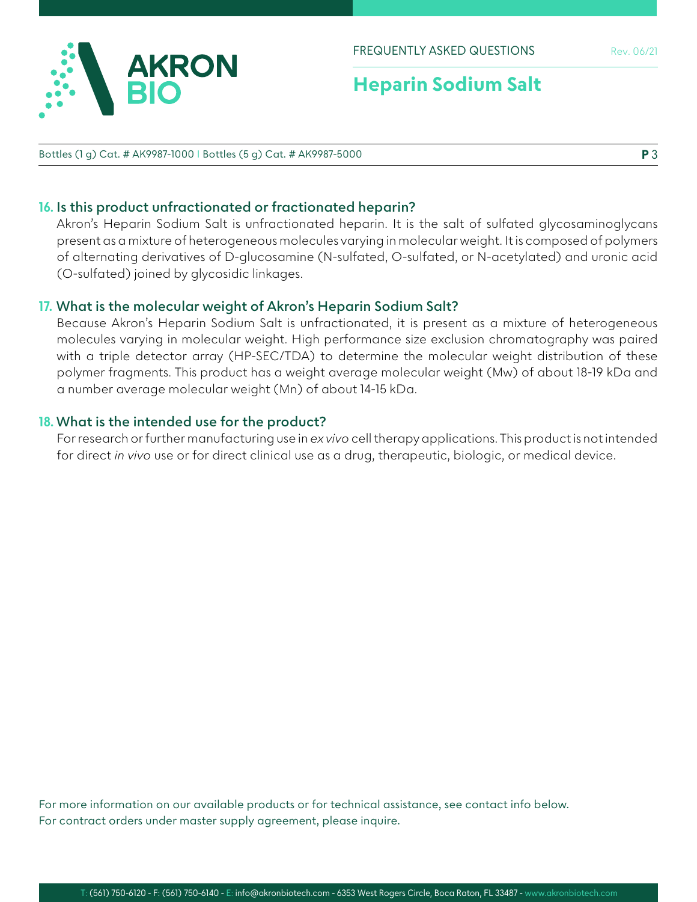**16. Is this product unfractionated or fractionated heparin?**

Akron's Heparin Sodium Salt is unfractionated heparin. It is the salt of sulfated glycosaminoglycans present as a mixture of heterogeneous molecules varying in molecular weight. It is composed of polymers of alternating derivatives of D-glucosamine (N-sulfated, O-sulfated, or N-acetylated) and uronic acid (O-sulfated) joined by glycosidic linkages.

**17. What is the molecular weight of Akron's Heparin Sodium Salt?**

Because Akron's Heparin Sodium Salt is unfractionated, it is present as a mixture of heterogeneous molecules varying in molecular weight. High performance size exclusion chromatography was paired with a triple detector array (HP-SEC/TDA) to determine the molecular weight distribution of these polymer fragments. This product has a weight average molecular weight (Mw) of about 18-19 kDa and a number average molecular weight (Mn) of about 14-15 kDa.

**18. What is the intended use for the product?**

For research or further manufacturing use in *ex vivo* cell therapy applications. This product is not intended for direct *in vivo* use or for direct clinical use as a drug, therapeutic, biologic, or medical device.

For more information on our available products or for technical assistance, see contact info below.
For contract orders under master supply agreement, please inquire.

T: (561) 750-6120 - F: (561) 750-6140 - E: info@akronbiotech.com - 6353 West Rogers Circle, Boca Raton, FL 33487 - www.akronbiotech.com